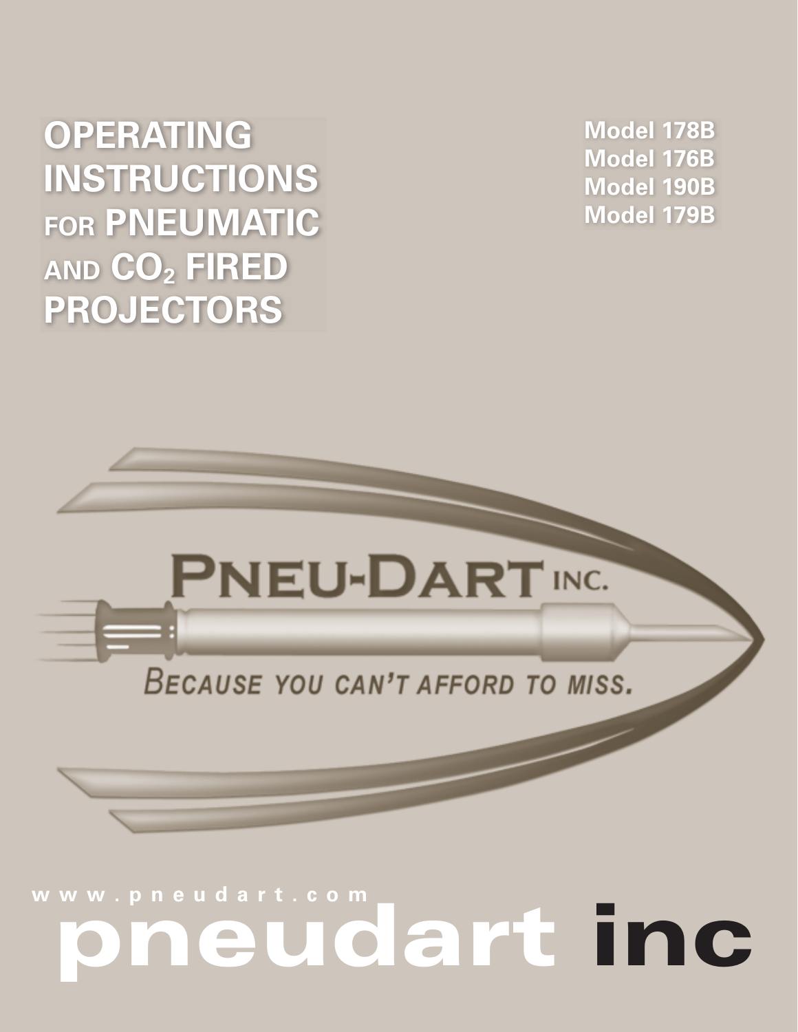# OPERATING INSTRUCTIONS FOR PNEUMATIC AND $CO_2$ FIRED PROJECTORS

**Model 178B**
**Model 176B**
**Model 190B**
**Model 179B**

PNEU-DART INC.

BECAUSE YOU CAN'T AFFORD TO MISS.

www.pneudart.com

pneudart inc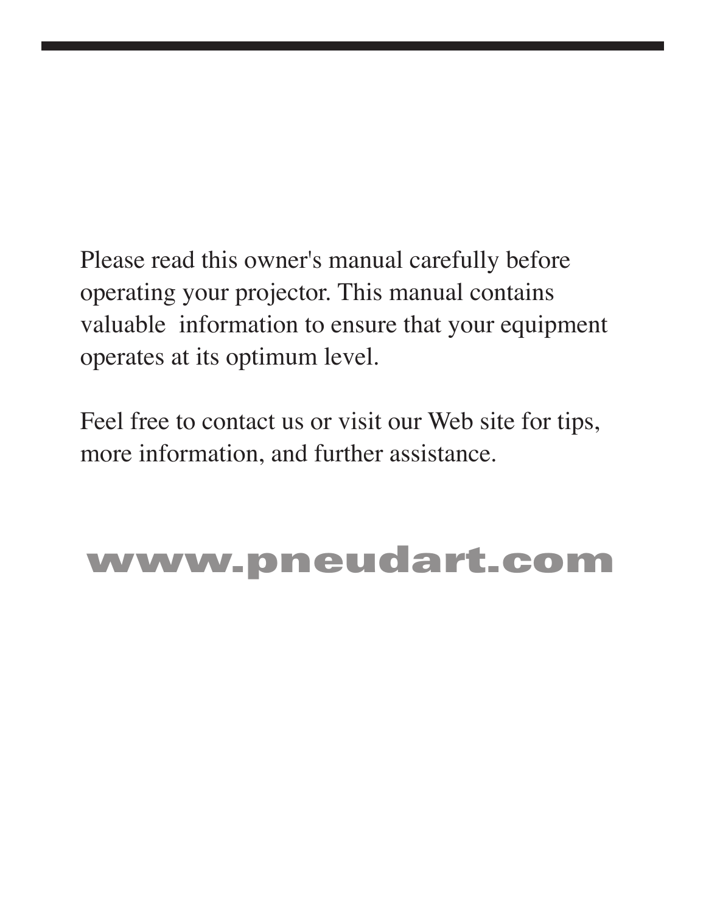Please read this owner's manual carefully before operating your projector. This manual contains valuable information to ensure that your equipment operates at its optimum level.

Feel free to contact us or visit our Web site for tips, more information, and further assistance.

**www.pneudart.com**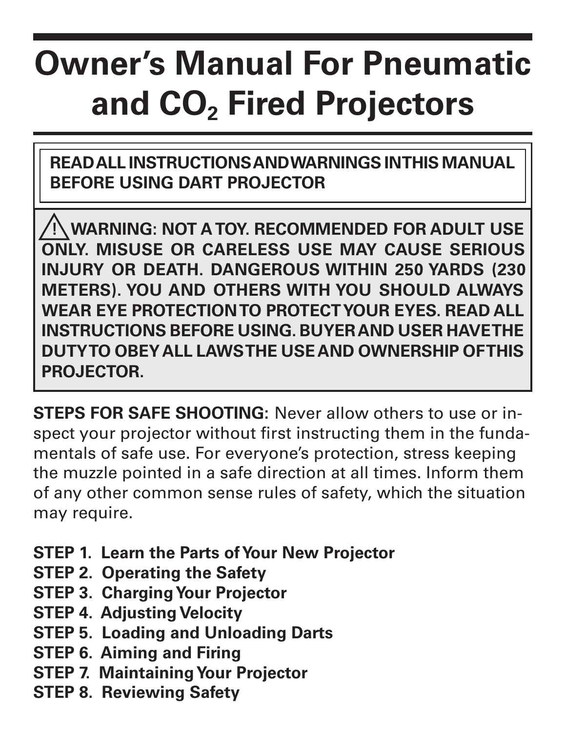# Owner's Manual For Pneumatic and $CO_2$ Fired Projectors

**READ ALL INSTRUCTIONS AND WARNINGS IN THIS MANUAL BEFORE USING DART PROJECTOR**

**⚠ WARNING: NOT A TOY. RECOMMENDED FOR ADULT USE ONLY. MISUSE OR CARELESS USE MAY CAUSE SERIOUS INJURY OR DEATH. DANGEROUS WITHIN 250 YARDS (230 METERS). YOU AND OTHERS WITH YOU SHOULD ALWAYS WEAR EYE PROTECTION TO PROTECT YOUR EYES. READ ALL INSTRUCTIONS BEFORE USING. BUYER AND USER HAVE THE DUTY TO OBEY ALL LAWS THE USE AND OWNERSHIP OF THIS PROJECTOR.**

**STEPS FOR SAFE SHOOTING:** Never allow others to use or inspect your projector without first instructing them in the fundamentals of safe use. For everyone's protection, stress keeping the muzzle pointed in a safe direction at all times. Inform them of any other common sense rules of safety, which the situation may require.

**STEP 1. Learn the Parts of Your New Projector**
**STEP 2. Operating the Safety**
**STEP 3. Charging Your Projector**
**STEP 4. Adjusting Velocity**
**STEP 5. Loading and Unloading Darts**
**STEP 6. Aiming and Firing**
**STEP 7. Maintaining Your Projector**
**STEP 8. Reviewing Safety**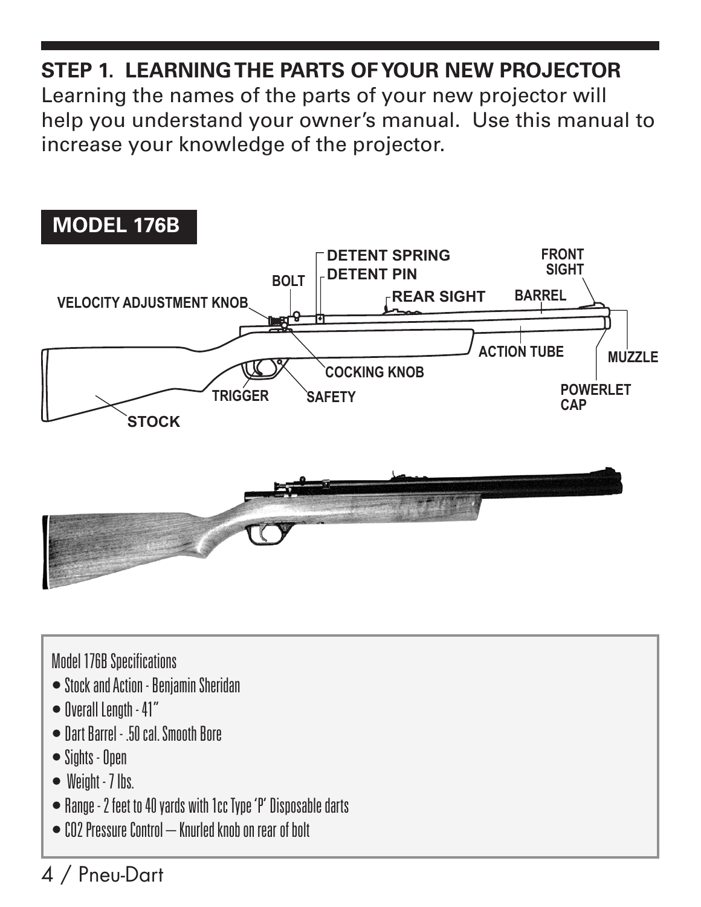## STEP 1. LEARNING THE PARTS OF YOUR NEW PROJECTOR

Learning the names of the parts of your new projector will help you understand your owner's manual. Use this manual to increase your knowledge of the projector.

**MODEL 176B**

DETENT SPRING
DETENT PIN
BOLT
VELOCITY ADJUSTMENT KNOB
REAR SIGHT
FRONT SIGHT
BARREL
ACTION TUBE
MUZZLE
COCKING KNOB
TRIGGER
SAFETY
POWERLET CAP
STOCK

Model 176B Specifications

- Stock and Action - Benjamin Sheridan
- Overall Length - 41"
- Dart Barrel - .50 cal. Smooth Bore
- Sights - Open
- Weight - 7 lbs.
- Range - 2 feet to 40 yards with 1cc Type 'P' Disposable darts
- CO2 Pressure Control — Knurled knob on rear of bolt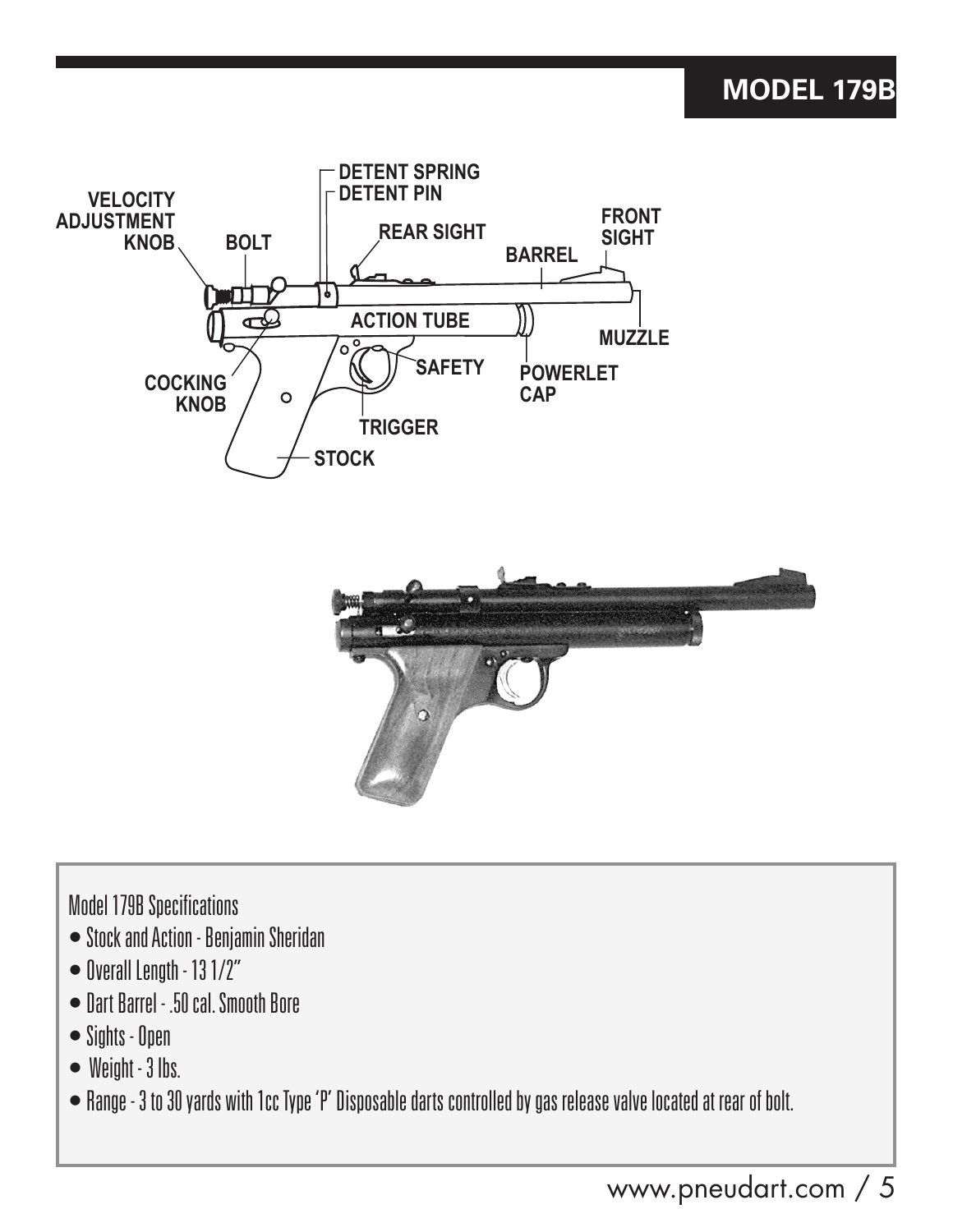# MODEL 179B

VELOCITY ADJUSTMENT KNOB

BOLT

DETENT SPRING

DETENT PIN

REAR SIGHT

BARREL

FRONT SIGHT

MUZZLE

ACTION TUBE

SAFETY

POWERLET CAP

COCKING KNOB

TRIGGER

STOCK

Model 179B Specifications

- Stock and Action - Benjamin Sheridan
- Overall Length - 13 1/2"
- Dart Barrel - .50 cal. Smooth Bore
- Sights - Open
- Weight - 3 lbs.
- Range - 3 to 30 yards with 1cc Type 'P' Disposable darts controlled by gas release valve located at rear of bolt.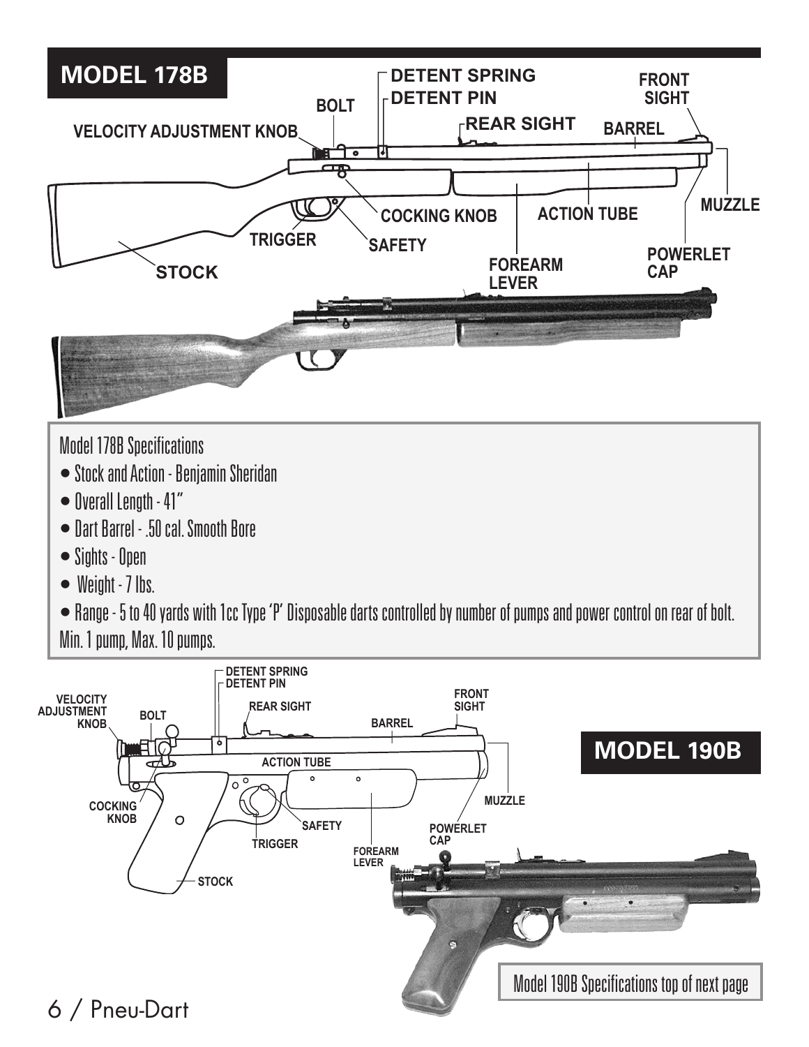## MODEL 178B

DETENT SPRING
DETENT PIN
BOLT
VELOCITY ADJUSTMENT KNOB
REAR SIGHT
FRONT SIGHT
BARREL
MUZZLE
COCKING KNOB
ACTION TUBE
TRIGGER
SAFETY
POWERLET CAP
FOREARM LEVER
STOCK

Model 178B Specifications

- Stock and Action - Benjamin Sheridan
- Overall Length - 41"
- Dart Barrel - .50 cal. Smooth Bore
- Sights - Open
- Weight - 7 lbs.
- Range - 5 to 40 yards with 1cc Type 'P' Disposable darts controlled by number of pumps and power control on rear of bolt. Min. 1 pump, Max. 10 pumps.

DETENT SPRING
DETENT PIN
VELOCITY ADJUSTMENT KNOB
BOLT
REAR SIGHT
FRONT SIGHT
BARREL
ACTION TUBE
MUZZLE
COCKING KNOB
SAFETY
TRIGGER
POWERLET CAP
FOREARM LEVER
STOCK

## MODEL 190B

Model 190B Specifications top of next page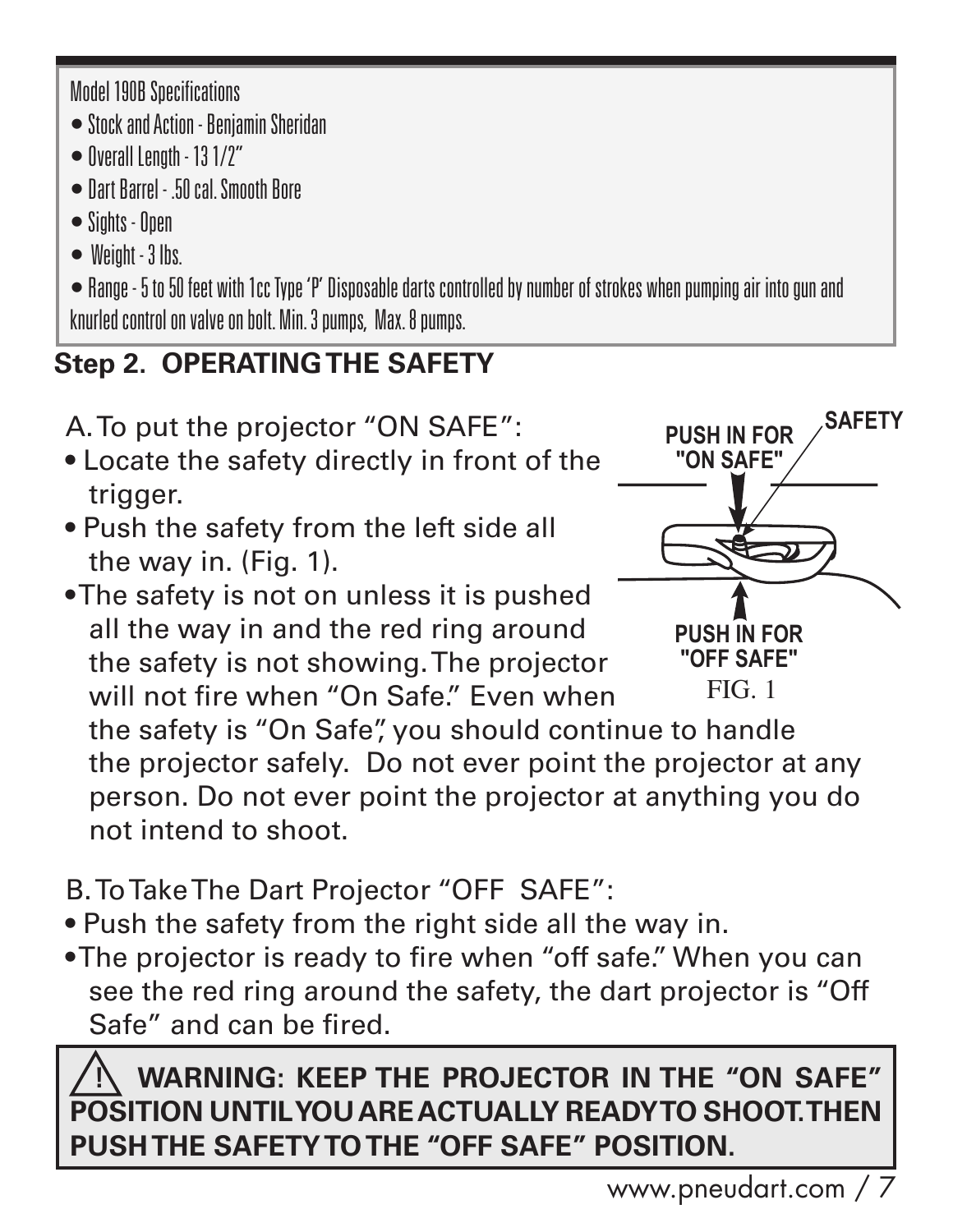Model 190B Specifications

- Stock and Action - Benjamin Sheridan
- Overall Length - 13 1/2"
- Dart Barrel - .50 cal. Smooth Bore
- Sights - Open
- Weight - 3 lbs.
- Range - 5 to 50 feet with 1cc Type 'P' Disposable darts controlled by number of strokes when pumping air into gun and knurled control on valve on bolt. Min. 3 pumps, Max. 8 pumps.

## Step 2. OPERATING THE SAFETY

A. To put the projector "ON SAFE":

- Locate the safety directly in front of the trigger.
- Push the safety from the left side all the way in. (Fig. 1).
- The safety is not on unless it is pushed all the way in and the red ring around the safety is not showing. The projector will not fire when "On Safe." Even when the safety is "On Safe", you should continue to handle the projector safely. Do not ever point the projector at any person. Do not ever point the projector at anything you do not intend to shoot.

PUSH IN FOR "ON SAFE"

SAFETY

PUSH IN FOR "OFF SAFE"

FIG. 1

B. To Take The Dart Projector "OFF SAFE":

- Push the safety from the right side all the way in.
- The projector is ready to fire when "off safe." When you can see the red ring around the safety, the dart projector is "Off Safe" and can be fired.

**⚠ WARNING: KEEP THE PROJECTOR IN THE "ON SAFE" POSITION UNTIL YOU ARE ACTUALLY READY TO SHOOT. THEN PUSH THE SAFETY TO THE "OFF SAFE" POSITION.**

www.pneudart.com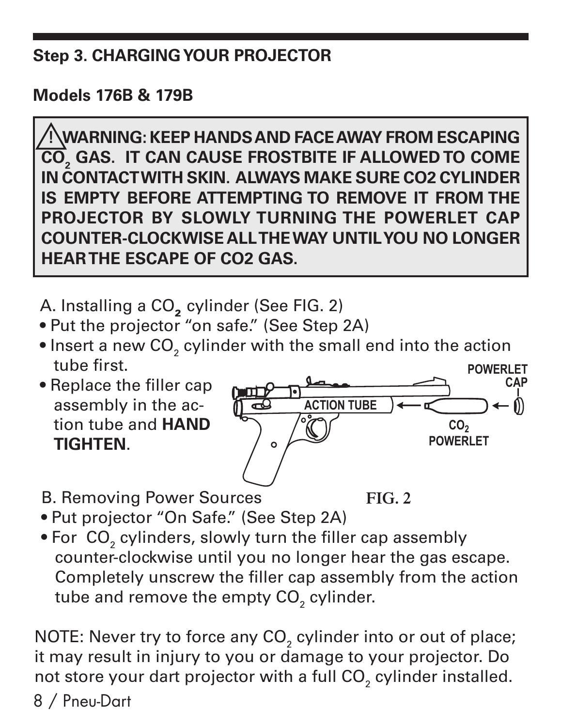## Step 3. CHARGING YOUR PROJECTOR

### Models 176B & 179B

> **⚠ WARNING: KEEP HANDS AND FACE AWAY FROM ESCAPING $CO_2$ GAS. IT CAN CAUSE FROSTBITE IF ALLOWED TO COME IN CONTACT WITH SKIN. ALWAYS MAKE SURE CO2 CYLINDER IS EMPTY BEFORE ATTEMPTING TO REMOVE IT FROM THE PROJECTOR BY SLOWLY TURNING THE POWERLET CAP COUNTER-CLOCKWISE ALL THE WAY UNTIL YOU NO LONGER HEAR THE ESCAPE OF CO2 GAS.**

A. Installing a $CO_2$ cylinder (See FIG. 2)

- Put the projector "on safe." (See Step 2A)
- Insert a new $CO_2$ cylinder with the small end into the action tube first.
- Replace the filler cap assembly in the action tube and **HAND TIGHTEN**.

ACTION TUBE — $CO_2$ POWERLET — POWERLET CAP

FIG. 2

B. Removing Power Sources

- Put projector "On Safe." (See Step 2A)
- For $CO_2$ cylinders, slowly turn the filler cap assembly counter-clockwise until you no longer hear the gas escape. Completely unscrew the filler cap assembly from the action tube and remove the empty $CO_2$ cylinder.

NOTE: Never try to force any $CO_2$ cylinder into or out of place; it may result in injury to you or damage to your projector. Do not store your dart projector with a full $CO_2$ cylinder installed.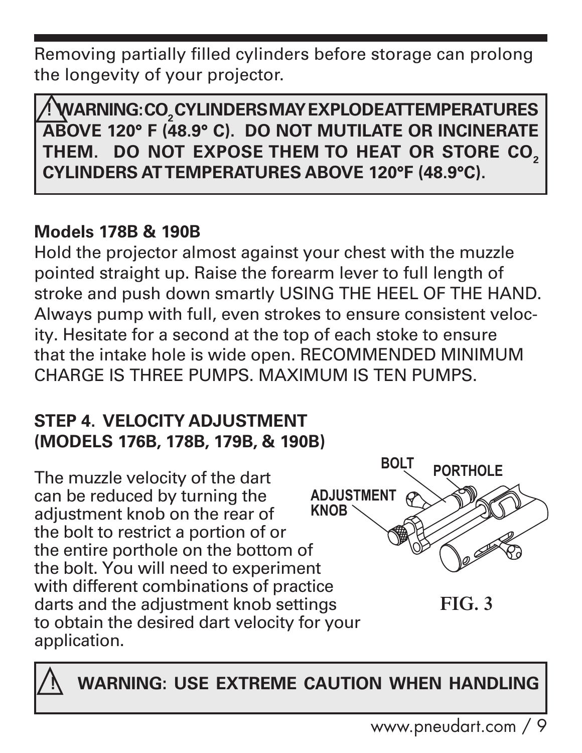Removing partially filled cylinders before storage can prolong the longevity of your projector.

> ⚠ **WARNING: $CO_2$ CYLINDERS MAY EXPLODE AT TEMPERATURES ABOVE 120° F (48.9° C). DO NOT MUTILATE OR INCINERATE THEM. DO NOT EXPOSE THEM TO HEAT OR STORE $CO_2$ CYLINDERS AT TEMPERATURES ABOVE 120°F (48.9°C).**

### Models 178B & 190B

Hold the projector almost against your chest with the muzzle pointed straight up. Raise the forearm lever to full length of stroke and push down smartly USING THE HEEL OF THE HAND. Always pump with full, even strokes to ensure consistent velocity. Hesitate for a second at the top of each stoke to ensure that the intake hole is wide open. RECOMMENDED MINIMUM CHARGE IS THREE PUMPS. MAXIMUM IS TEN PUMPS.

### STEP 4. VELOCITY ADJUSTMENT (MODELS 176B, 178B, 179B, & 190B)

The muzzle velocity of the dart can be reduced by turning the adjustment knob on the rear of the bolt to restrict a portion of or the entire porthole on the bottom of the bolt. You will need to experiment with different combinations of practice darts and the adjustment knob settings to obtain the desired dart velocity for your application.

BOLT PORTHOLE ADJUSTMENT KNOB

FIG. 3

> ⚠ **WARNING: USE EXTREME CAUTION WHEN HANDLING**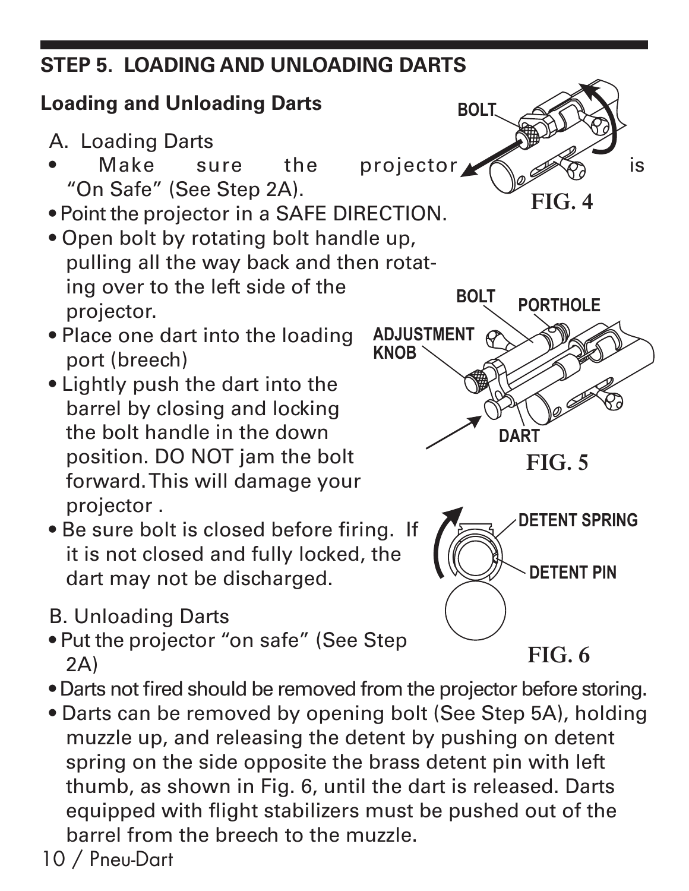## STEP 5. LOADING AND UNLOADING DARTS

### Loading and Unloading Darts

A. Loading Darts

- Make sure the projector is "On Safe" (See Step 2A).
- Point the projector in a SAFE DIRECTION.
- Open bolt by rotating bolt handle up, pulling all the way back and then rotating over to the left side of the projector.
- Place one dart into the loading port (breech)
- Lightly push the dart into the barrel by closing and locking the bolt handle in the down position. DO NOT jam the bolt forward. This will damage your projector .
- Be sure bolt is closed before firing. If it is not closed and fully locked, the dart may not be discharged.

FIG. 4

FIG. 5

FIG. 6

B. Unloading Darts

- Put the projector "on safe" (See Step 2A)
- Darts not fired should be removed from the projector before storing.
- Darts can be removed by opening bolt (See Step 5A), holding muzzle up, and releasing the detent by pushing on detent spring on the side opposite the brass detent pin with left thumb, as shown in Fig. 6, until the dart is released. Darts equipped with flight stabilizers must be pushed out of the barrel from the breech to the muzzle.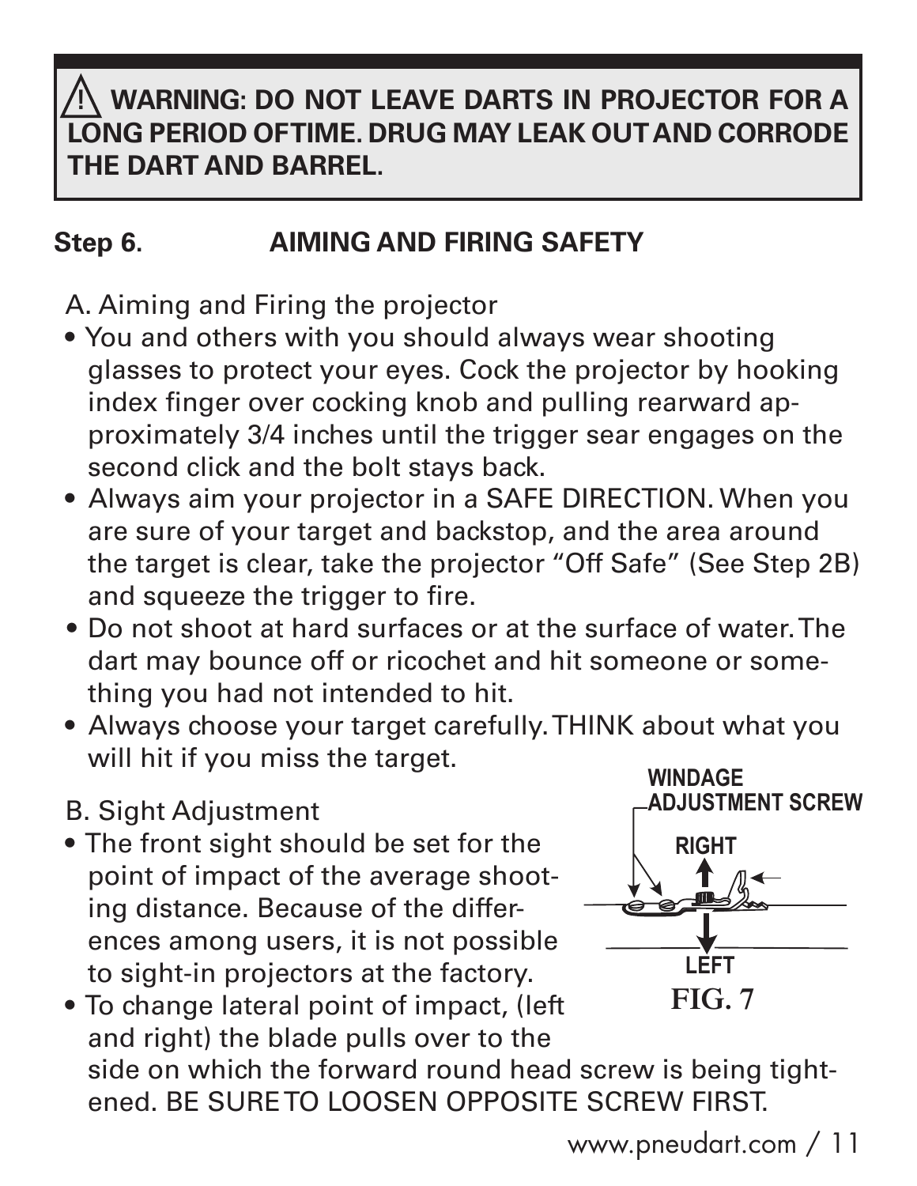**⚠ WARNING: DO NOT LEAVE DARTS IN PROJECTOR FOR A LONG PERIOD OF TIME. DRUG MAY LEAK OUT AND CORRODE THE DART AND BARREL.**

## Step 6. AIMING AND FIRING SAFETY

A. Aiming and Firing the projector

- You and others with you should always wear shooting glasses to protect your eyes. Cock the projector by hooking index finger over cocking knob and pulling rearward approximately 3/4 inches until the trigger sear engages on the second click and the bolt stays back.
- Always aim your projector in a SAFE DIRECTION. When you are sure of your target and backstop, and the area around the target is clear, take the projector "Off Safe" (See Step 2B) and squeeze the trigger to fire.
- Do not shoot at hard surfaces or at the surface of water. The dart may bounce off or ricochet and hit someone or something you had not intended to hit.
- Always choose your target carefully. THINK about what you will hit if you miss the target.

B. Sight Adjustment

- The front sight should be set for the point of impact of the average shooting distance. Because of the differences among users, it is not possible to sight-in projectors at the factory.
- To change lateral point of impact, (left and right) the blade pulls over to the side on which the forward round head screw is being tightened. BE SURE TO LOOSEN OPPOSITE SCREW FIRST.

WINDAGE ADJUSTMENT SCREW

RIGHT

LEFT

FIG. 7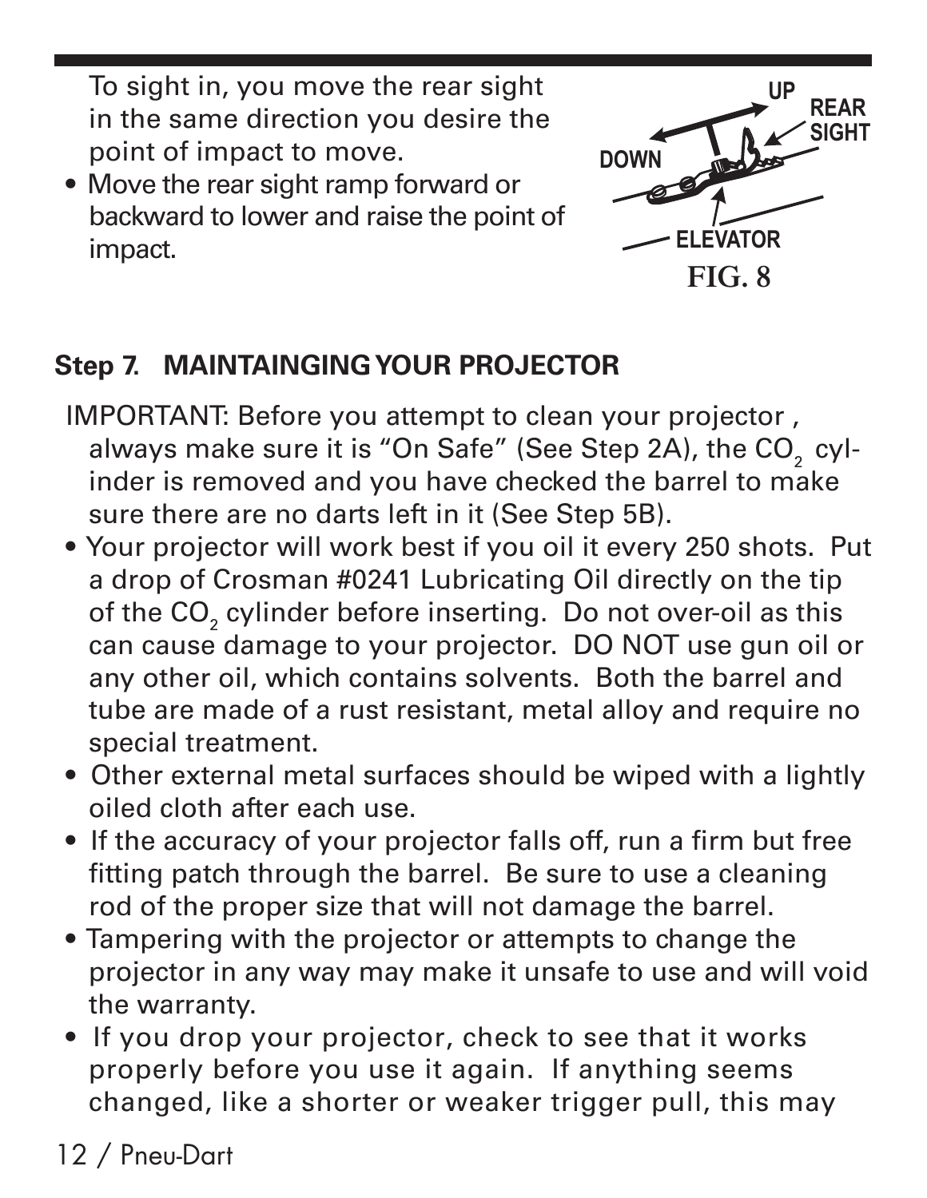To sight in, you move the rear sight in the same direction you desire the point of impact to move.

- Move the rear sight ramp forward or backward to lower and raise the point of impact.

UP
REAR SIGHT
DOWN
ELEVATOR

**FIG. 8**

### Step 7. MAINTAINGING YOUR PROJECTOR

IMPORTANT: Before you attempt to clean your projector , always make sure it is "On Safe" (See Step 2A), the $CO_2$ cylinder is removed and you have checked the barrel to make sure there are no darts left in it (See Step 5B).

- Your projector will work best if you oil it every 250 shots. Put a drop of Crosman #0241 Lubricating Oil directly on the tip of the $CO_2$ cylinder before inserting. Do not over-oil as this can cause damage to your projector. DO NOT use gun oil or any other oil, which contains solvents. Both the barrel and tube are made of a rust resistant, metal alloy and require no special treatment.
- Other external metal surfaces should be wiped with a lightly oiled cloth after each use.
- If the accuracy of your projector falls off, run a firm but free fitting patch through the barrel. Be sure to use a cleaning rod of the proper size that will not damage the barrel.
- Tampering with the projector or attempts to change the projector in any way may make it unsafe to use and will void the warranty.
- If you drop your projector, check to see that it works properly before you use it again. If anything seems changed, like a shorter or weaker trigger pull, this may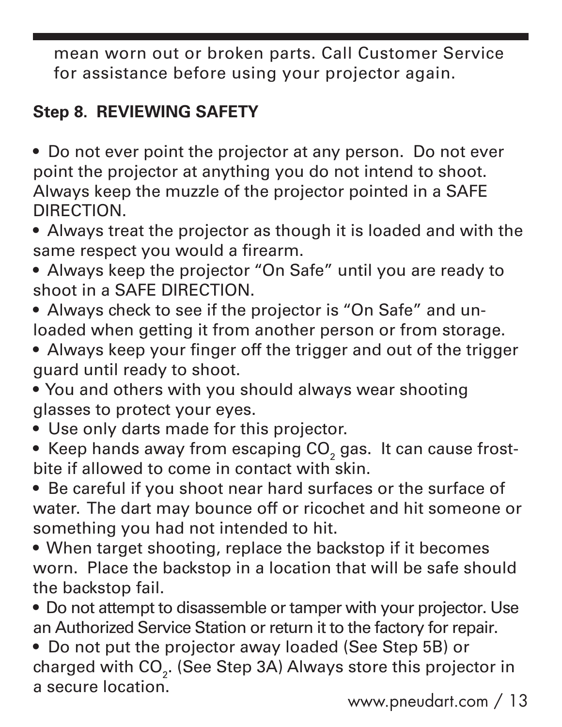mean worn out or broken parts. Call Customer Service for assistance before using your projector again.

**Step 8. REVIEWING SAFETY**

- Do not ever point the projector at any person. Do not ever point the projector at anything you do not intend to shoot. Always keep the muzzle of the projector pointed in a SAFE DIRECTION.
- Always treat the projector as though it is loaded and with the same respect you would a firearm.
- Always keep the projector "On Safe" until you are ready to shoot in a SAFE DIRECTION.
- Always check to see if the projector is "On Safe" and unloaded when getting it from another person or from storage.
- Always keep your finger off the trigger and out of the trigger guard until ready to shoot.
- You and others with you should always wear shooting glasses to protect your eyes.
- Use only darts made for this projector.
- Keep hands away from escaping $CO_2$ gas. It can cause frostbite if allowed to come in contact with skin.
- Be careful if you shoot near hard surfaces or the surface of water. The dart may bounce off or ricochet and hit someone or something you had not intended to hit.
- When target shooting, replace the backstop if it becomes worn. Place the backstop in a location that will be safe should the backstop fail.
- Do not attempt to disassemble or tamper with your projector. Use an Authorized Service Station or return it to the factory for repair.
- Do not put the projector away loaded (See Step 5B) or charged with $CO_2$. (See Step 3A) Always store this projector in a secure location.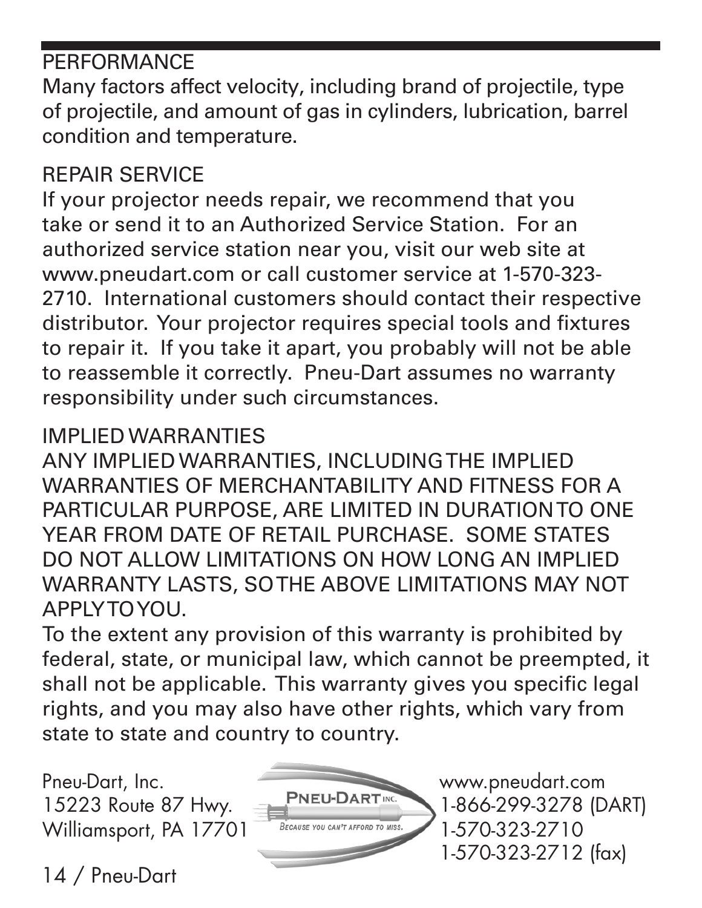## PERFORMANCE

Many factors affect velocity, including brand of projectile, type of projectile, and amount of gas in cylinders, lubrication, barrel condition and temperature.

## REPAIR SERVICE

If your projector needs repair, we recommend that you take or send it to an Authorized Service Station. For an authorized service station near you, visit our web site at www.pneudart.com or call customer service at 1-570-323-2710. International customers should contact their respective distributor. Your projector requires special tools and fixtures to repair it. If you take it apart, you probably will not be able to reassemble it correctly. Pneu-Dart assumes no warranty responsibility under such circumstances.

## IMPLIED WARRANTIES

ANY IMPLIED WARRANTIES, INCLUDING THE IMPLIED WARRANTIES OF MERCHANTABILITY AND FITNESS FOR A PARTICULAR PURPOSE, ARE LIMITED IN DURATION TO ONE YEAR FROM DATE OF RETAIL PURCHASE. SOME STATES DO NOT ALLOW LIMITATIONS ON HOW LONG AN IMPLIED WARRANTY LASTS, SO THE ABOVE LIMITATIONS MAY NOT APPLY TO YOU.

To the extent any provision of this warranty is prohibited by federal, state, or municipal law, which cannot be preempted, it shall not be applicable. This warranty gives you specific legal rights, and you may also have other rights, which vary from state to state and country to country.

Pneu-Dart, Inc.
15223 Route 87 Hwy.
Williamsport, PA 17701

PNEU-DART INC.
BECAUSE YOU CAN'T AFFORD TO MISS.

www.pneudart.com
1-866-299-3278 (DART)
1-570-323-2710
1-570-323-2712 (fax)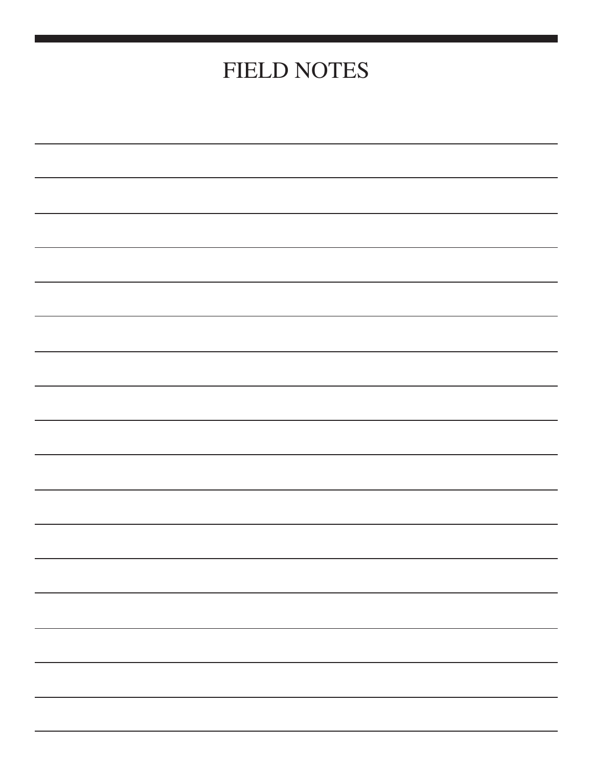# FIELD NOTES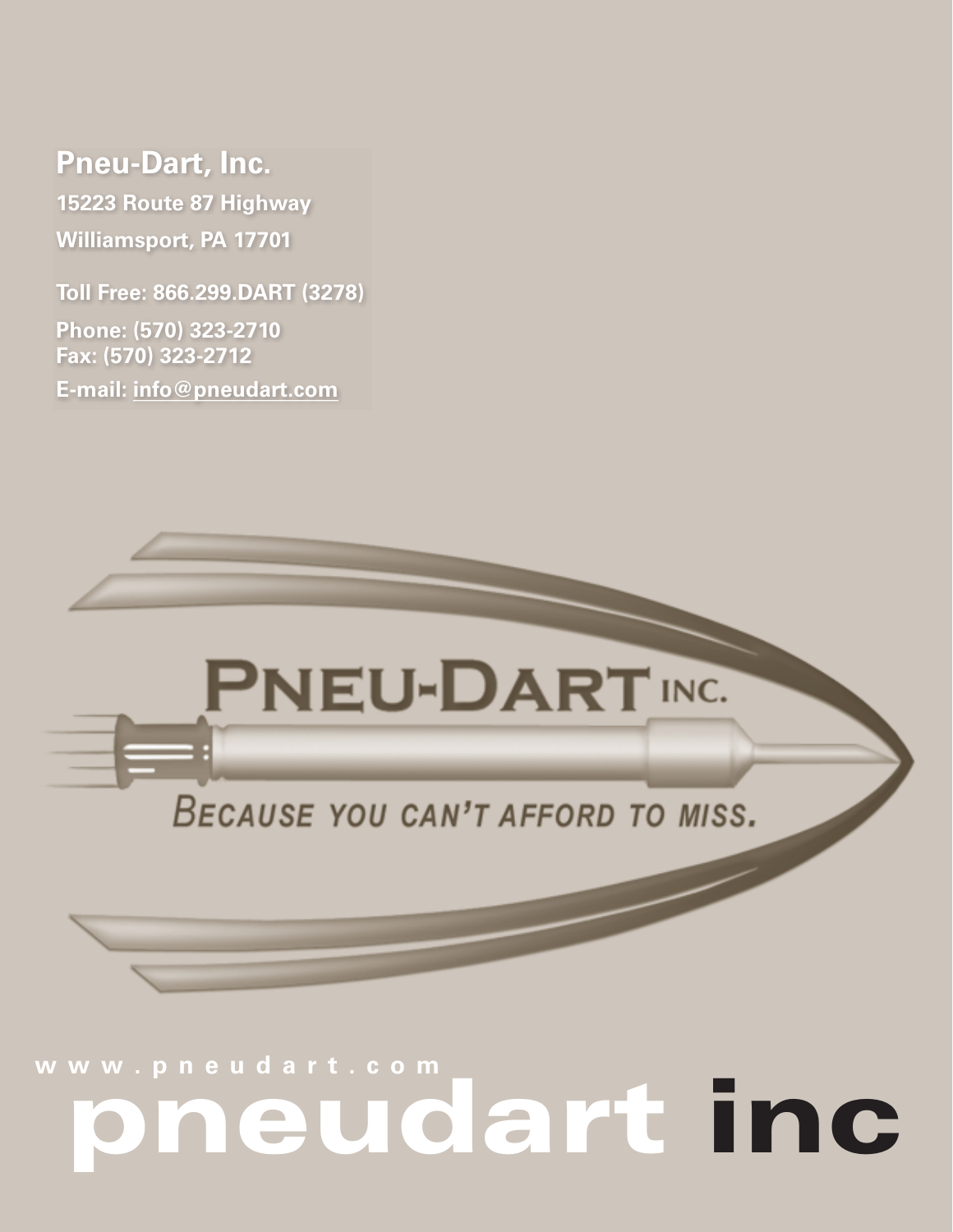**Pneu-Dart, Inc.**

**15223 Route 87 Highway**

**Williamsport, PA 17701**

**Toll Free: 866.299.DART (3278)**

**Phone: (570) 323-2710**
**Fax: (570) 323-2712**

**E-mail: info@pneudart.com**

PNEU-DART INC.

BECAUSE YOU CAN'T AFFORD TO MISS.

**www.pneudart.com**

**pneudart inc**